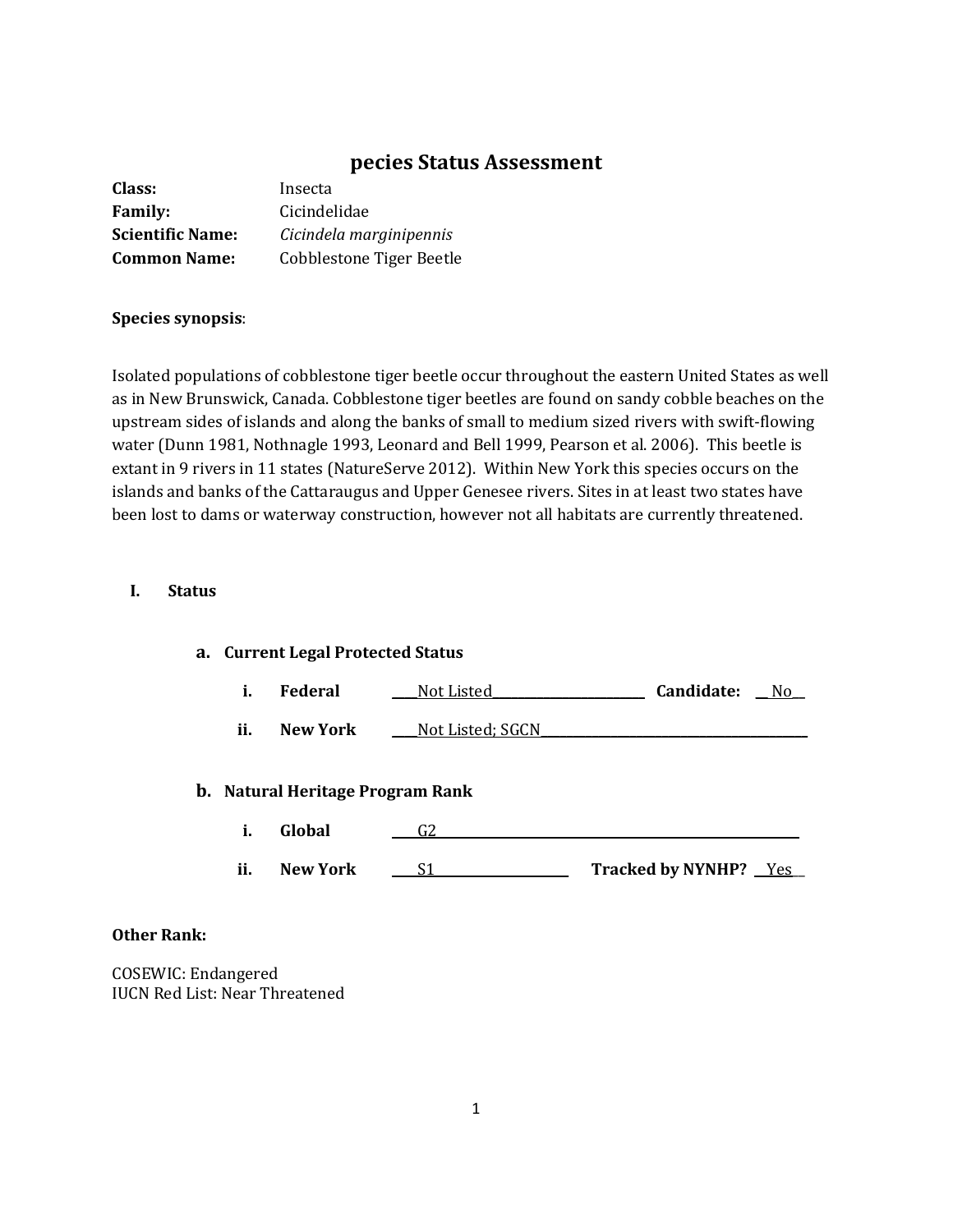# pecies Status Assessment

**Class:** Insecta
**Family:** Cicindelidae
**Scientific Name:** *Cicindela marginipennis*
**Common Name:** Cobblestone Tiger Beetle

**Species synopsis**:

Isolated populations of cobblestone tiger beetle occur throughout the eastern United States as well as in New Brunswick, Canada. Cobblestone tiger beetles are found on sandy cobble beaches on the upstream sides of islands and along the banks of small to medium sized rivers with swift-flowing water (Dunn 1981, Nothnagle 1993, Leonard and Bell 1999, Pearson et al. 2006). This beetle is extant in 9 rivers in 11 states (NatureServe 2012). Within New York this species occurs on the islands and banks of the Cattaraugus and Upper Genesee rivers. Sites in at least two states have been lost to dams or waterway construction, however not all habitats are currently threatened.

## I. Status

### a. Current Legal Protected Status

i. **Federal** ____Not Listed________________________ **Candidate:** __No__

ii. **New York** ____Not Listed; SGCN__________________________________________

### b. Natural Heritage Program Rank

i. **Global** ____G2_________________________________________________________

ii. **New York** ____S1____________________ **Tracked by NYNHP?** __Yes__

**Other Rank:**

COSEWIC: Endangered
IUCN Red List: Near Threatened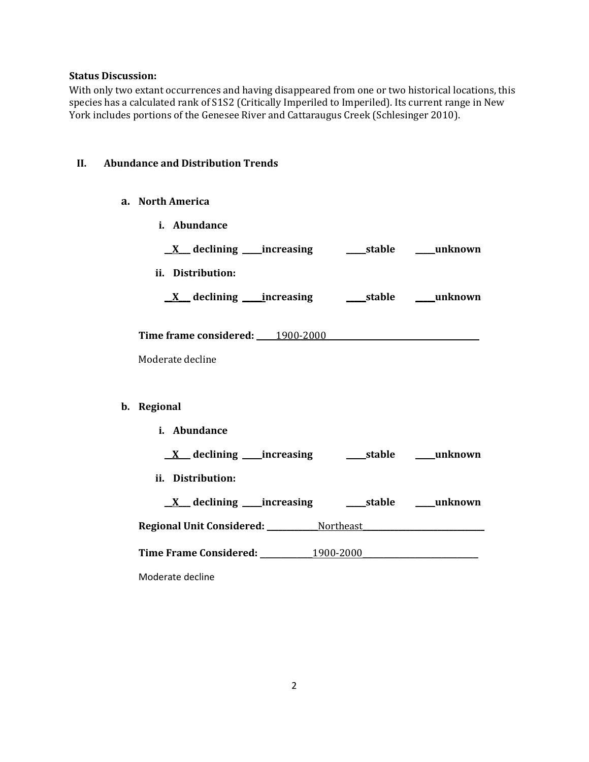**Status Discussion:**

With only two extant occurrences and having disappeared from one or two historical locations, this species has a calculated rank of S1S2 (Critically Imperiled to Imperiled). Its current range in New York includes portions of the Genesee River and Cattaraugus Creek (Schlesinger 2010).

## II. Abundance and Distribution Trends

### a. North America

**i. Abundance**

**__X__ declining ____increasing ____stable ____unknown**

**ii. Distribution:**

**__X__ declining ____increasing ____stable ____unknown**

**Time frame considered:** 1900-2000

Moderate decline

### b. Regional

**i. Abundance**

**__X__ declining ____increasing ____stable ____unknown**

**ii. Distribution:**

**__X__ declining ____increasing ____stable ____unknown**

**Regional Unit Considered:** Northeast

**Time Frame Considered:** 1900-2000

Moderate decline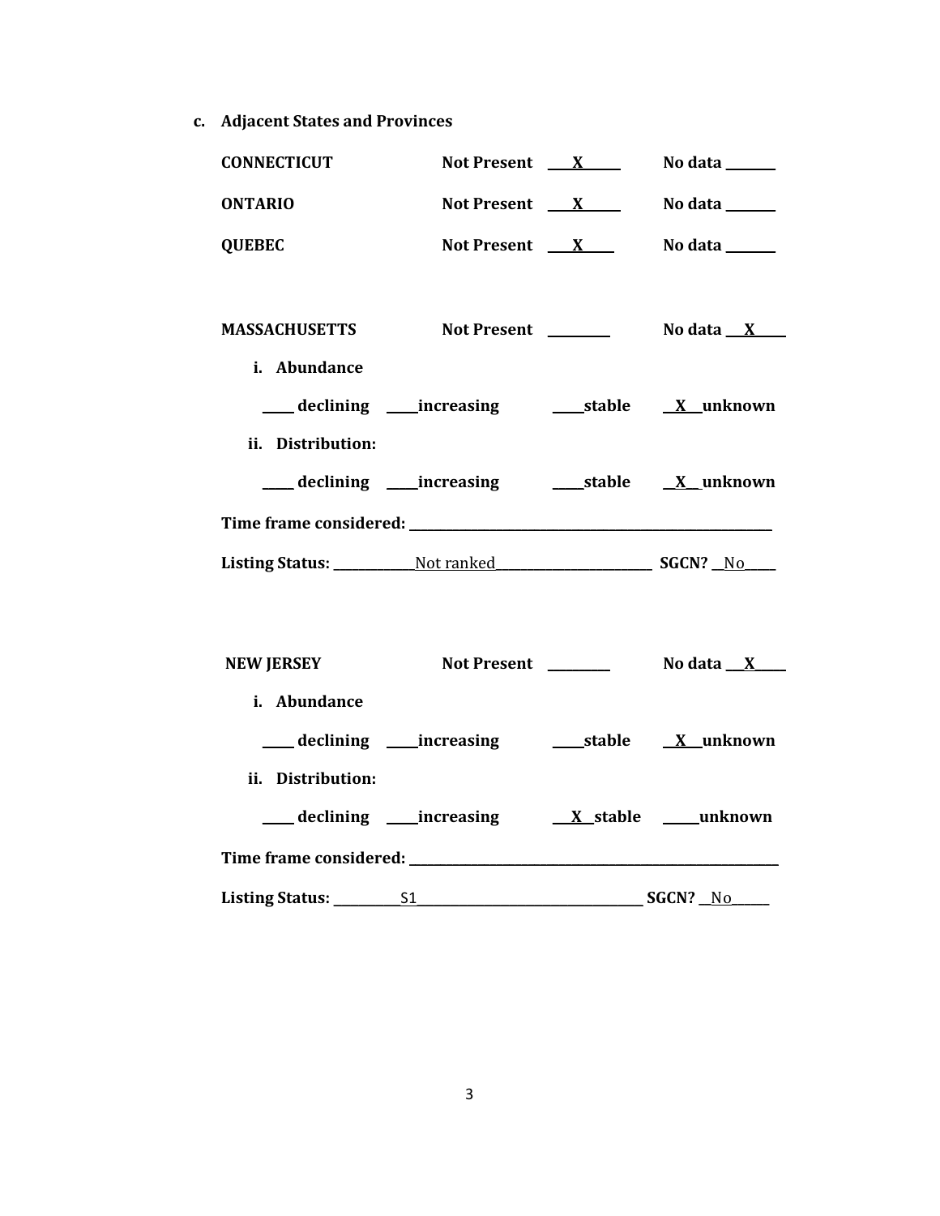**c. Adjacent States and Provinces**

**CONNECTICUT** **Not Present** __X__ **No data** ____

**ONTARIO** **Not Present** __X__ **No data** ____

**QUEBEC** **Not Present** __X__ **No data** ____

**MASSACHUSETTS** **Not Present** ____ **No data** __X__

**i. Abundance**

____ **declining** ____**increasing** ____**stable** __X__**unknown**

**ii. Distribution:**

____ **declining** ____**increasing** ____**stable** __X__**unknown**

**Time frame considered:** ____________________

**Listing Status:** ____Not ranked____ **SGCN?** __No__

**NEW JERSEY** **Not Present** ____ **No data** __X__

**i. Abundance**

____ **declining** ____**increasing** ____**stable** __X__**unknown**

**ii. Distribution:**

____ **declining** ____**increasing** __X__**stable** ____**unknown**

**Time frame considered:** ____________________

**Listing Status:** ____S1____ **SGCN?** __No__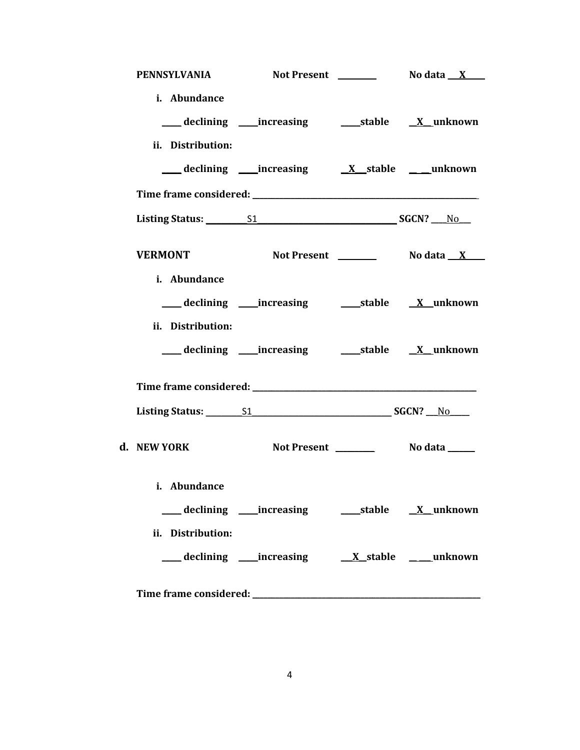**PENNSYLVANIA** **Not Present** ________ **No data** __X____

**i. Abundance**

____ declining ____increasing ____stable __X__unknown

**ii. Distribution:**

____ declining ____increasing __X__stable _____unknown

**Time frame considered:** ______________________________________________

**Listing Status:** ________S1______________________________ **SGCN?** ___No___

**VERMONT** **Not Present** ________ **No data** __X____

**i. Abundance**

____ declining ____increasing ____stable __X__unknown

**ii. Distribution:**

____ declining ____increasing ____stable __X__unknown

**Time frame considered:** ______________________________________________

**Listing Status:** ________S1______________________________ **SGCN?** ___No____

**d. NEW YORK** **Not Present** ________ **No data** ______

**i. Abundance**

____ declining ____increasing ____stable __X__unknown

**ii. Distribution:**

____ declining ____increasing __X__stable _____unknown

**Time frame considered:** ______________________________________________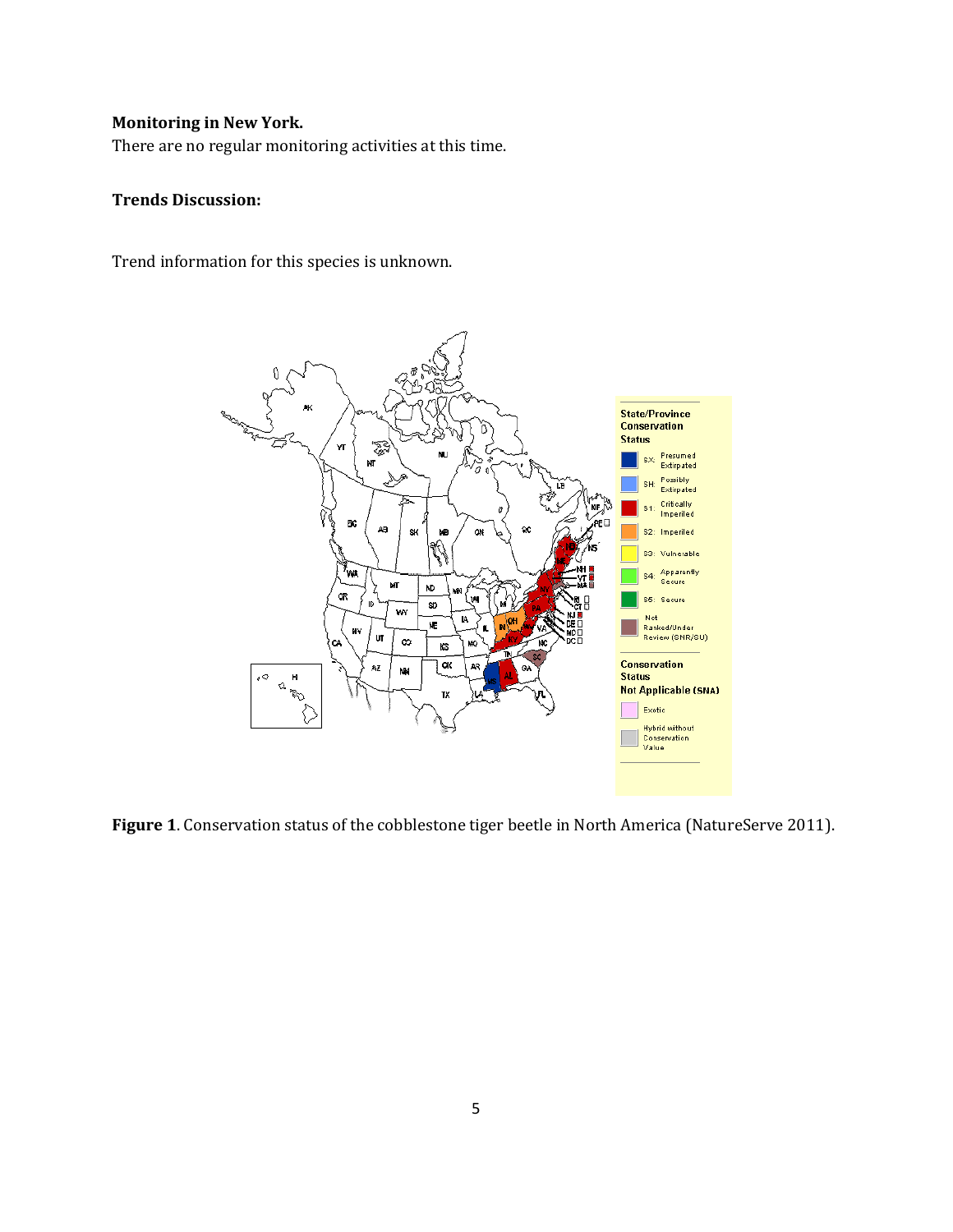**Monitoring in New York.**

There are no regular monitoring activities at this time.

**Trends Discussion:**

Trend information for this species is unknown.

**Figure 1**. Conservation status of the cobblestone tiger beetle in North America (NatureServe 2011).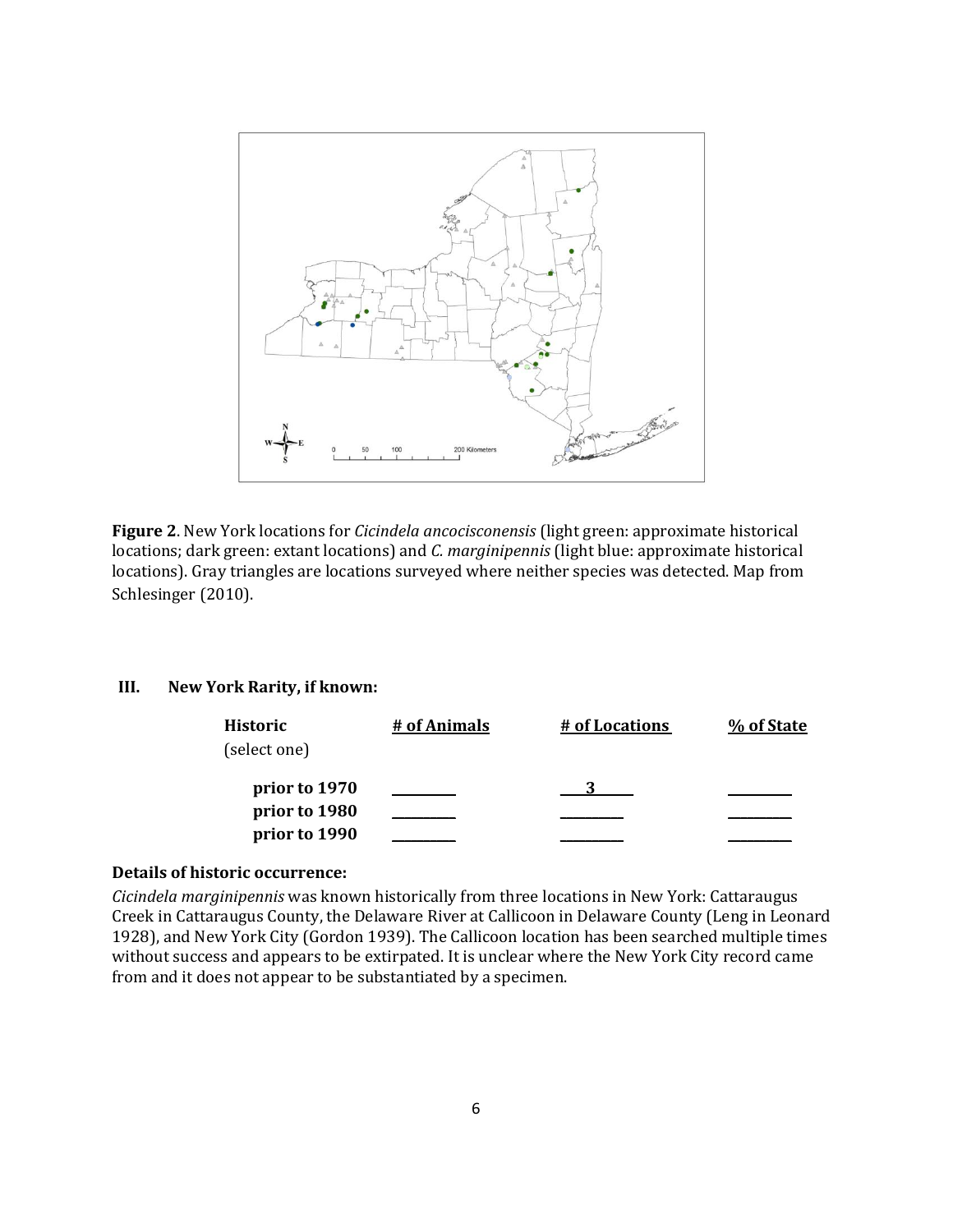**Figure 2**. New York locations for *Cicindela ancocisconensis* (light green: approximate historical locations; dark green: extant locations) and *C. marginipennis* (light blue: approximate historical locations). Gray triangles are locations surveyed where neither species was detected. Map from Schlesinger (2010).

## III. New York Rarity, if known:

| Historic (select one) | # of Animals | # of Locations | % of State |
|---|---|---|---|
| **prior to 1970** | ________ | ___3_____ | ________ |
| **prior to 1980** | ________ | ________ | ________ |
| **prior to 1990** | ________ | ________ | ________ |

**Details of historic occurrence:**

*Cicindela marginipennis* was known historically from three locations in New York: Cattaraugus Creek in Cattaraugus County, the Delaware River at Callicoon in Delaware County (Leng in Leonard 1928), and New York City (Gordon 1939). The Callicoon location has been searched multiple times without success and appears to be extirpated. It is unclear where the New York City record came from and it does not appear to be substantiated by a specimen.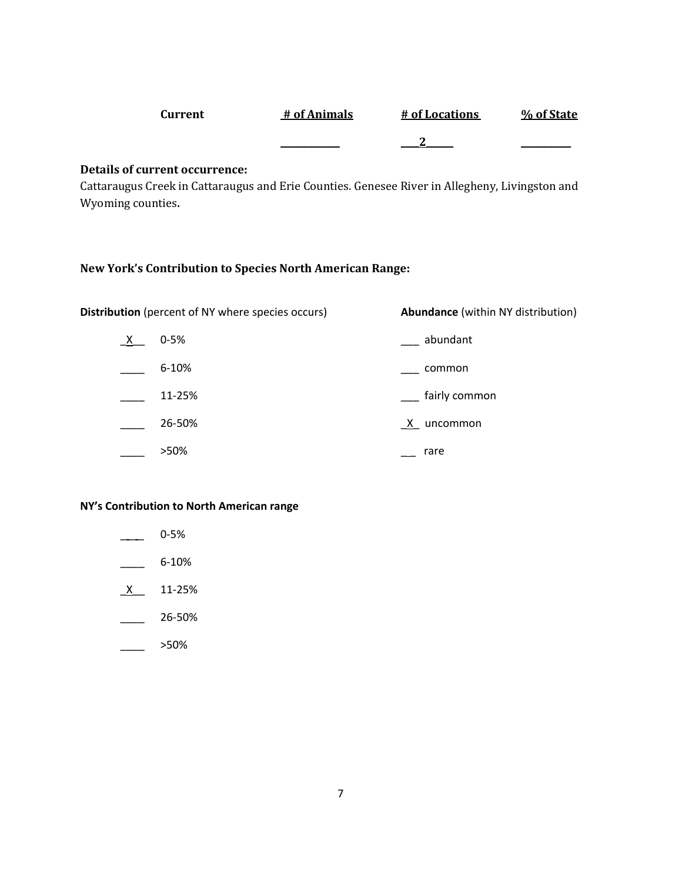| Current | # of Animals | # of Locations | % of State |
|---|---|---|---|
| | ________ | ___2_____ | ________ |

**Details of current occurrence:**

Cattaraugus Creek in Cattaraugus and Erie Counties. Genesee River in Allegheny, Livingston and Wyoming counties.

**New York's Contribution to Species North American Range:**

**Distribution** (percent of NY where species occurs)

_X__ 0-5%

____ 6-10%

____ 11-25%

____ 26-50%

____ >50%

**Abundance** (within NY distribution)

___ abundant

___ common

___ fairly common

_X_ uncommon

__ rare

**NY's Contribution to North American range**

____ 0-5%

____ 6-10%

_X__ 11-25%

____ 26-50%

____ >50%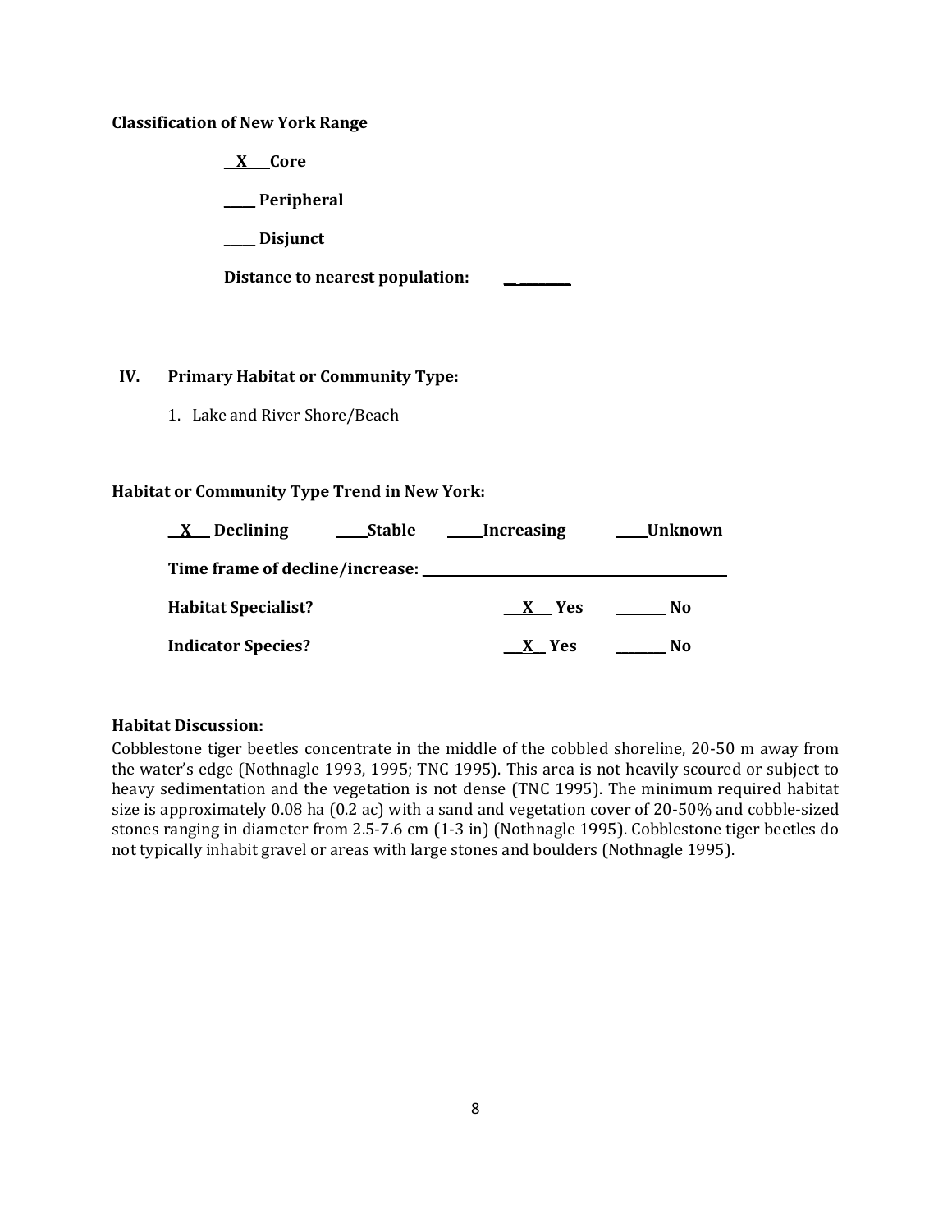**Classification of New York Range**

__X___ Core

_____ Peripheral

_____ Disjunct

**Distance to nearest population:** __________

## IV. Primary Habitat or Community Type:

1. Lake and River Shore/Beach

**Habitat or Community Type Trend in New York:**

__X___ Declining _____Stable _____Increasing _____Unknown

**Time frame of decline/increase:** _______________________________

**Habitat Specialist?** ___X___ Yes _______ No

**Indicator Species?** ___X__ Yes _______ No

**Habitat Discussion:**

Cobblestone tiger beetles concentrate in the middle of the cobbled shoreline, 20-50 m away from the water's edge (Nothnagle 1993, 1995; TNC 1995). This area is not heavily scoured or subject to heavy sedimentation and the vegetation is not dense (TNC 1995). The minimum required habitat size is approximately 0.08 ha (0.2 ac) with a sand and vegetation cover of 20-50% and cobble-sized stones ranging in diameter from 2.5-7.6 cm (1-3 in) (Nothnagle 1995). Cobblestone tiger beetles do not typically inhabit gravel or areas with large stones and boulders (Nothnagle 1995).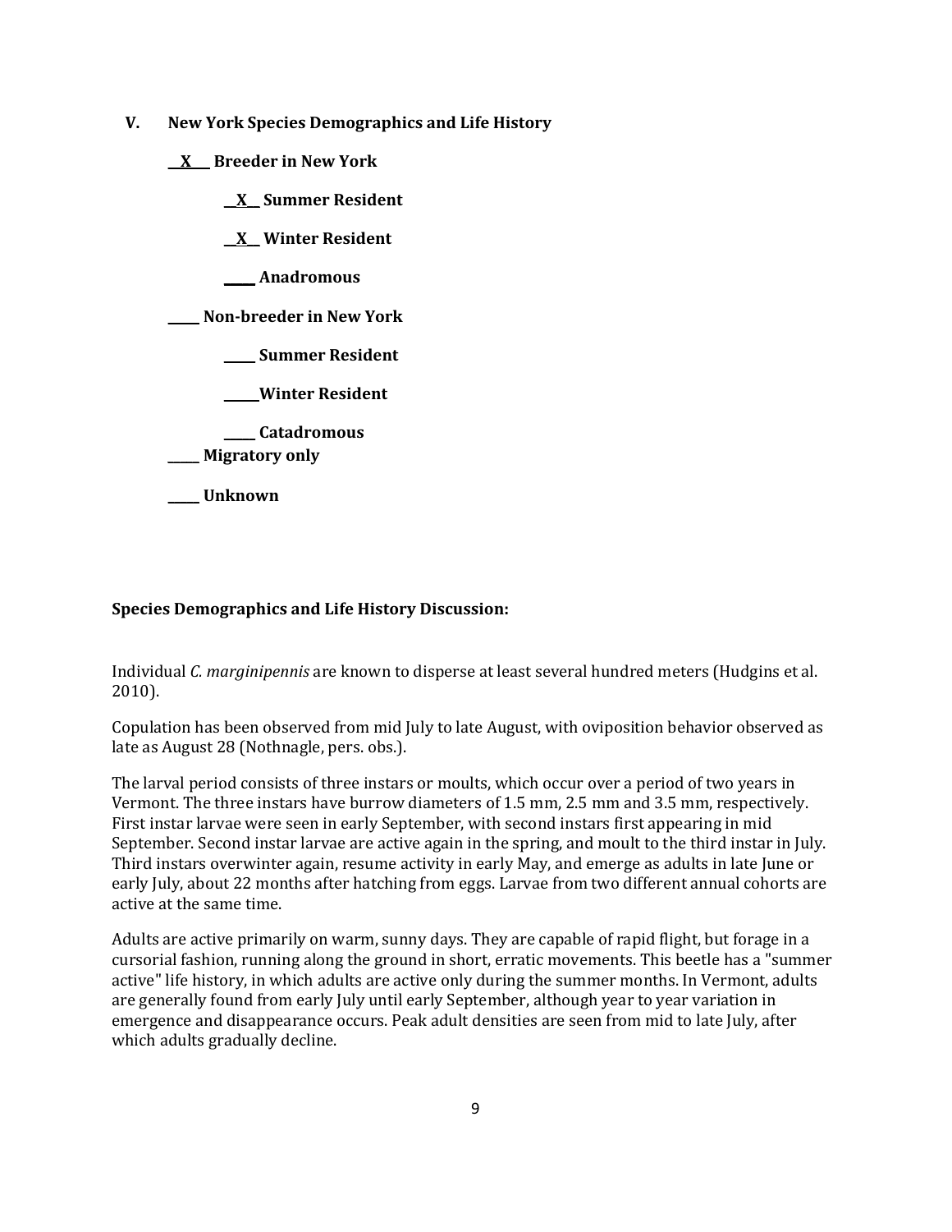## V. New York Species Demographics and Life History

__X__ **Breeder in New York**

  __X__ **Summer Resident**

  __X__ **Winter Resident**

  _____ **Anadromous**

_____ **Non-breeder in New York**

  _____ **Summer Resident**

  _____ **Winter Resident**

  _____ **Catadromous**

_____ **Migratory only**

_____ **Unknown**

**Species Demographics and Life History Discussion:**

Individual *C. marginipennis* are known to disperse at least several hundred meters (Hudgins et al. 2010).

Copulation has been observed from mid July to late August, with oviposition behavior observed as late as August 28 (Nothnagle, pers. obs.).

The larval period consists of three instars or moults, which occur over a period of two years in Vermont. The three instars have burrow diameters of 1.5 mm, 2.5 mm and 3.5 mm, respectively. First instar larvae were seen in early September, with second instars first appearing in mid September. Second instar larvae are active again in the spring, and moult to the third instar in July. Third instars overwinter again, resume activity in early May, and emerge as adults in late June or early July, about 22 months after hatching from eggs. Larvae from two different annual cohorts are active at the same time.

Adults are active primarily on warm, sunny days. They are capable of rapid flight, but forage in a cursorial fashion, running along the ground in short, erratic movements. This beetle has a "summer active" life history, in which adults are active only during the summer months. In Vermont, adults are generally found from early July until early September, although year to year variation in emergence and disappearance occurs. Peak adult densities are seen from mid to late July, after which adults gradually decline.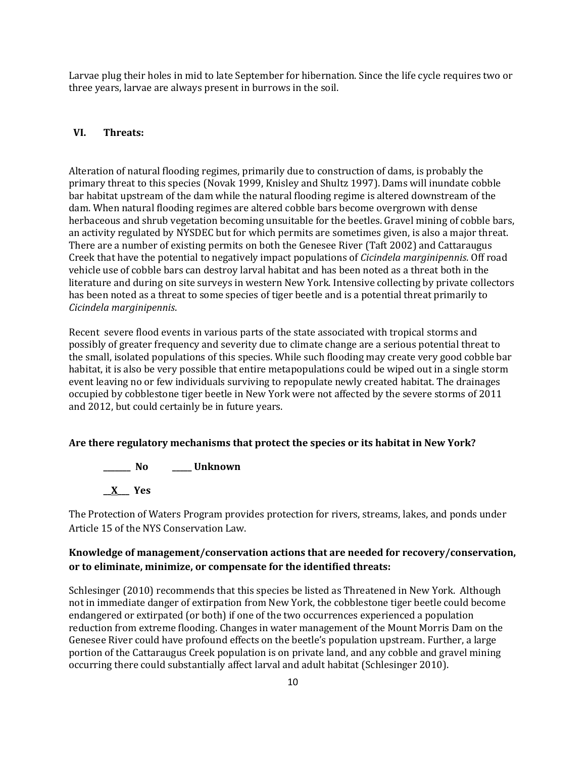Larvae plug their holes in mid to late September for hibernation. Since the life cycle requires two or three years, larvae are always present in burrows in the soil.

## VI. Threats:

Alteration of natural flooding regimes, primarily due to construction of dams, is probably the primary threat to this species (Novak 1999, Knisley and Shultz 1997). Dams will inundate cobble bar habitat upstream of the dam while the natural flooding regime is altered downstream of the dam. When natural flooding regimes are altered cobble bars become overgrown with dense herbaceous and shrub vegetation becoming unsuitable for the beetles. Gravel mining of cobble bars, an activity regulated by NYSDEC but for which permits are sometimes given, is also a major threat. There are a number of existing permits on both the Genesee River (Taft 2002) and Cattaraugus Creek that have the potential to negatively impact populations of *Cicindela marginipennis*. Off road vehicle use of cobble bars can destroy larval habitat and has been noted as a threat both in the literature and during on site surveys in western New York. Intensive collecting by private collectors has been noted as a threat to some species of tiger beetle and is a potential threat primarily to *Cicindela marginipennis*.

Recent severe flood events in various parts of the state associated with tropical storms and possibly of greater frequency and severity due to climate change are a serious potential threat to the small, isolated populations of this species. While such flooding may create very good cobble bar habitat, it is also be very possible that entire metapopulations could be wiped out in a single storm event leaving no or few individuals surviving to repopulate newly created habitat. The drainages occupied by cobblestone tiger beetle in New York were not affected by the severe storms of 2011 and 2012, but could certainly be in future years.

**Are there regulatory mechanisms that protect the species or its habitat in New York?**

_______ **No** _____ **Unknown**

__X___ **Yes**

The Protection of Waters Program provides protection for rivers, streams, lakes, and ponds under Article 15 of the NYS Conservation Law.

**Knowledge of management/conservation actions that are needed for recovery/conservation, or to eliminate, minimize, or compensate for the identified threats:**

Schlesinger (2010) recommends that this species be listed as Threatened in New York. Although not in immediate danger of extirpation from New York, the cobblestone tiger beetle could become endangered or extirpated (or both) if one of the two occurrences experienced a population reduction from extreme flooding. Changes in water management of the Mount Morris Dam on the Genesee River could have profound effects on the beetle's population upstream. Further, a large portion of the Cattaraugus Creek population is on private land, and any cobble and gravel mining occurring there could substantially affect larval and adult habitat (Schlesinger 2010).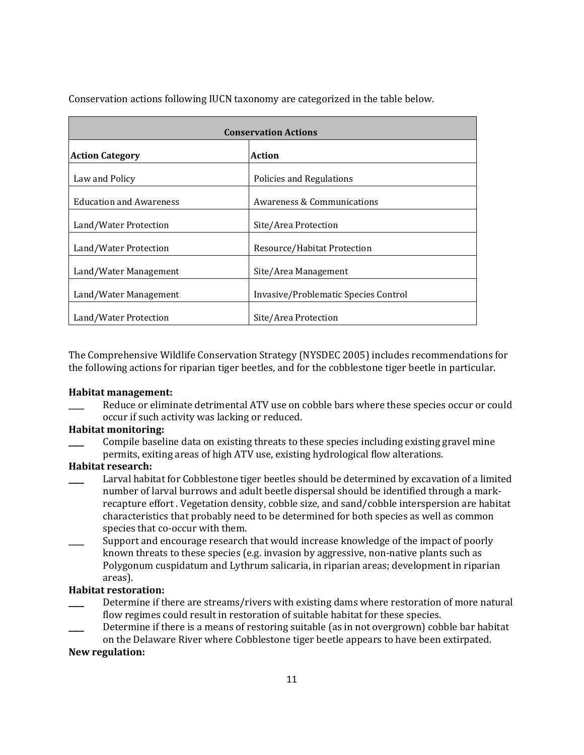Conservation actions following IUCN taxonomy are categorized in the table below.

| Conservation Actions | |
|---|---|
| **Action Category** | **Action** |
| Law and Policy | Policies and Regulations |
| Education and Awareness | Awareness & Communications |
| Land/Water Protection | Site/Area Protection |
| Land/Water Protection | Resource/Habitat Protection |
| Land/Water Management | Site/Area Management |
| Land/Water Management | Invasive/Problematic Species Control |
| Land/Water Protection | Site/Area Protection |

The Comprehensive Wildlife Conservation Strategy (NYSDEC 2005) includes recommendations for the following actions for riparian tiger beetles, and for the cobblestone tiger beetle in particular.

**Habitat management:**

____ Reduce or eliminate detrimental ATV use on cobble bars where these species occur or could occur if such activity was lacking or reduced.

**Habitat monitoring:**

____ Compile baseline data on existing threats to these species including existing gravel mine permits, exiting areas of high ATV use, existing hydrological flow alterations.

**Habitat research:**

____ Larval habitat for Cobblestone tiger beetles should be determined by excavation of a limited number of larval burrows and adult beetle dispersal should be identified through a mark-recapture effort . Vegetation density, cobble size, and sand/cobble interspersion are habitat characteristics that probably need to be determined for both species as well as common species that co-occur with them.

____ Support and encourage research that would increase knowledge of the impact of poorly known threats to these species (e.g. invasion by aggressive, non-native plants such as Polygonum cuspidatum and Lythrum salicaria, in riparian areas; development in riparian areas).

**Habitat restoration:**

____ Determine if there are streams/rivers with existing dams where restoration of more natural flow regimes could result in restoration of suitable habitat for these species.

____ Determine if there is a means of restoring suitable (as in not overgrown) cobble bar habitat on the Delaware River where Cobblestone tiger beetle appears to have been extirpated.

**New regulation:**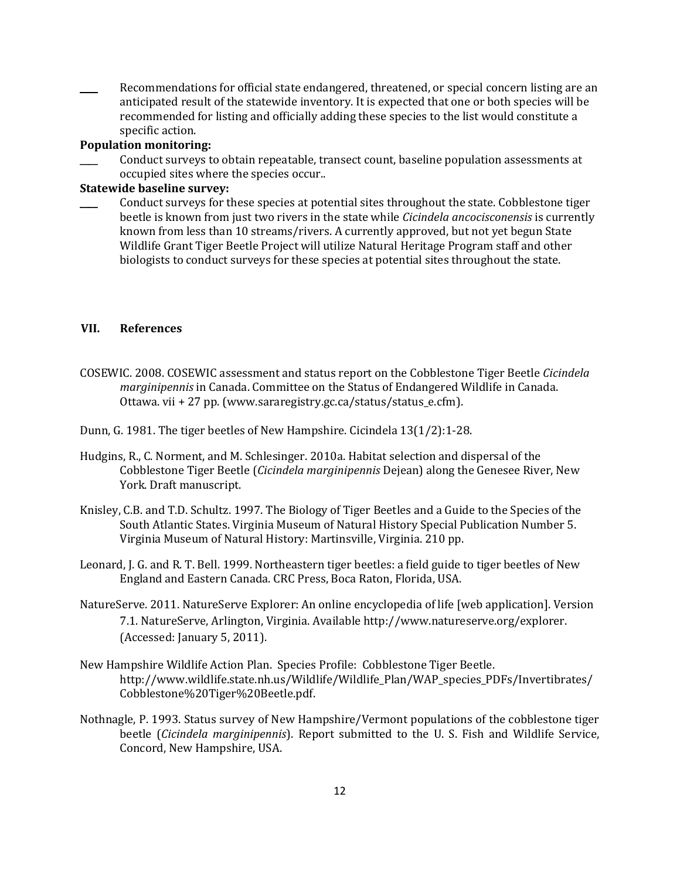____ Recommendations for official state endangered, threatened, or special concern listing are an anticipated result of the statewide inventory. It is expected that one or both species will be recommended for listing and officially adding these species to the list would constitute a specific action.

**Population monitoring:**

____ Conduct surveys to obtain repeatable, transect count, baseline population assessments at occupied sites where the species occur..

**Statewide baseline survey:**

____ Conduct surveys for these species at potential sites throughout the state. Cobblestone tiger beetle is known from just two rivers in the state while *Cicindela ancocisconensis* is currently known from less than 10 streams/rivers. A currently approved, but not yet begun State Wildlife Grant Tiger Beetle Project will utilize Natural Heritage Program staff and other biologists to conduct surveys for these species at potential sites throughout the state.

## VII. References

COSEWIC. 2008. COSEWIC assessment and status report on the Cobblestone Tiger Beetle *Cicindela marginipennis* in Canada. Committee on the Status of Endangered Wildlife in Canada. Ottawa. vii + 27 pp. (www.sararegistry.gc.ca/status/status_e.cfm).

Dunn, G. 1981. The tiger beetles of New Hampshire. Cicindela 13(1/2):1-28.

Hudgins, R., C. Norment, and M. Schlesinger. 2010a. Habitat selection and dispersal of the Cobblestone Tiger Beetle (*Cicindela marginipennis* Dejean) along the Genesee River, New York. Draft manuscript.

Knisley, C.B. and T.D. Schultz. 1997. The Biology of Tiger Beetles and a Guide to the Species of the South Atlantic States. Virginia Museum of Natural History Special Publication Number 5. Virginia Museum of Natural History: Martinsville, Virginia. 210 pp.

Leonard, J. G. and R. T. Bell. 1999. Northeastern tiger beetles: a field guide to tiger beetles of New England and Eastern Canada. CRC Press, Boca Raton, Florida, USA.

NatureServe. 2011. NatureServe Explorer: An online encyclopedia of life [web application]. Version 7.1. NatureServe, Arlington, Virginia. Available http://www.natureserve.org/explorer. (Accessed: January 5, 2011).

New Hampshire Wildlife Action Plan. Species Profile: Cobblestone Tiger Beetle. http://www.wildlife.state.nh.us/Wildlife/Wildlife_Plan/WAP_species_PDFs/Invertibrates/Cobblestone%20Tiger%20Beetle.pdf.

Nothnagle, P. 1993. Status survey of New Hampshire/Vermont populations of the cobblestone tiger beetle (*Cicindela marginipennis*). Report submitted to the U. S. Fish and Wildlife Service, Concord, New Hampshire, USA.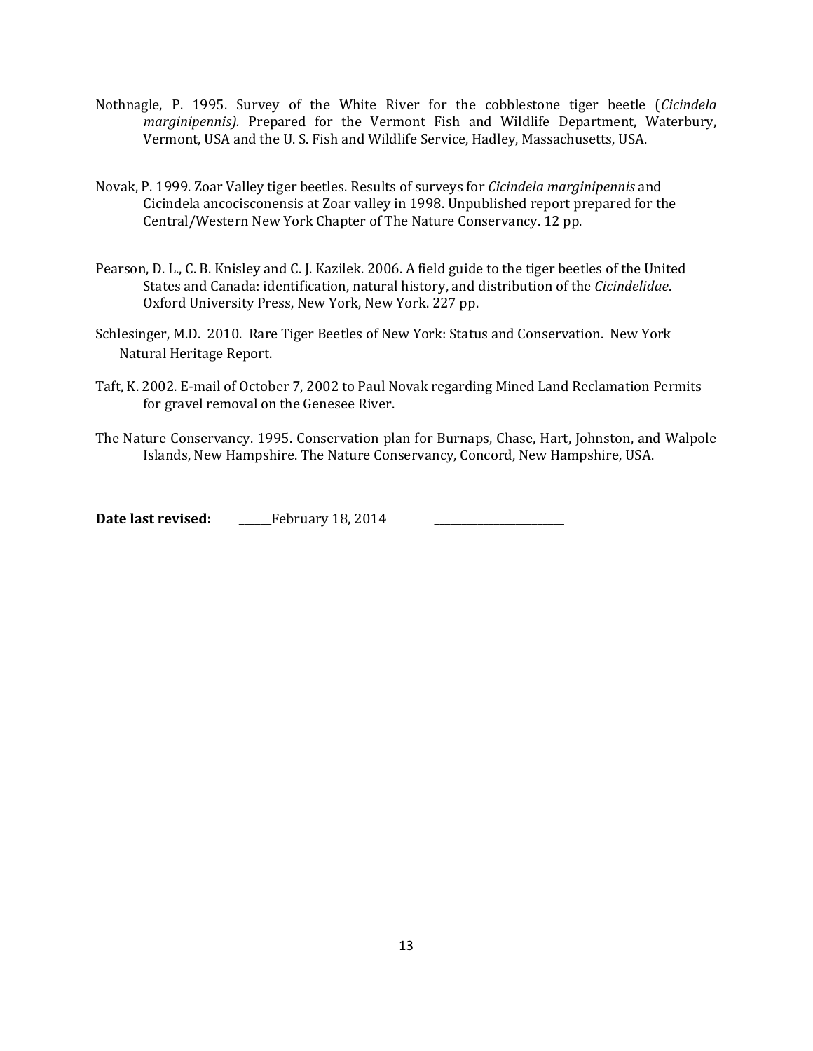Nothnagle, P. 1995. Survey of the White River for the cobblestone tiger beetle (*Cicindela marginipennis).* Prepared for the Vermont Fish and Wildlife Department, Waterbury, Vermont, USA and the U. S. Fish and Wildlife Service, Hadley, Massachusetts, USA.

Novak, P. 1999. Zoar Valley tiger beetles. Results of surveys for *Cicindela marginipennis* and Cicindela ancocisconensis at Zoar valley in 1998. Unpublished report prepared for the Central/Western New York Chapter of The Nature Conservancy. 12 pp.

Pearson, D. L., C. B. Knisley and C. J. Kazilek. 2006. A field guide to the tiger beetles of the United States and Canada: identification, natural history, and distribution of the *Cicindelidae*. Oxford University Press, New York, New York. 227 pp.

Schlesinger, M.D. 2010. Rare Tiger Beetles of New York: Status and Conservation. New York Natural Heritage Report.

Taft, K. 2002. E-mail of October 7, 2002 to Paul Novak regarding Mined Land Reclamation Permits for gravel removal on the Genesee River.

The Nature Conservancy. 1995. Conservation plan for Burnaps, Chase, Hart, Johnston, and Walpole Islands, New Hampshire. The Nature Conservancy, Concord, New Hampshire, USA.

**Date last revised:** February 18, 2014